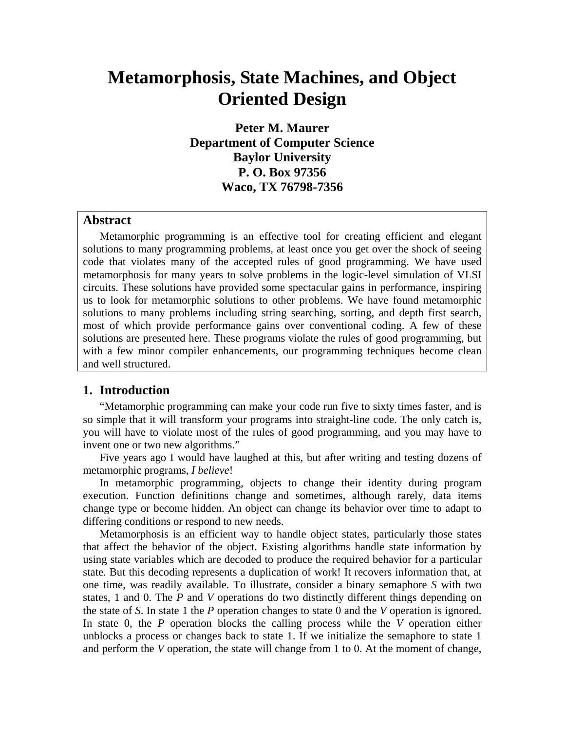# Metamorphosis, State Machines, and Object Oriented Design

**Peter M. Maurer**
**Department of Computer Science**
**Baylor University**
**P. O. Box 97356**
**Waco, TX 76798-7356**

## Abstract

Metamorphic programming is an effective tool for creating efficient and elegant solutions to many programming problems, at least once you get over the shock of seeing code that violates many of the accepted rules of good programming. We have used metamorphosis for many years to solve problems in the logic-level simulation of VLSI circuits. These solutions have provided some spectacular gains in performance, inspiring us to look for metamorphic solutions to other problems. We have found metamorphic solutions to many problems including string searching, sorting, and depth first search, most of which provide performance gains over conventional coding. A few of these solutions are presented here. These programs violate the rules of good programming, but with a few minor compiler enhancements, our programming techniques become clean and well structured.

## 1. Introduction

"Metamorphic programming can make your code run five to sixty times faster, and is so simple that it will transform your programs into straight-line code. The only catch is, you will have to violate most of the rules of good programming, and you may have to invent one or two new algorithms."

Five years ago I would have laughed at this, but after writing and testing dozens of metamorphic programs, *I believe*!

In metamorphic programming, objects to change their identity during program execution. Function definitions change and sometimes, although rarely, data items change type or become hidden. An object can change its behavior over time to adapt to differing conditions or respond to new needs.

Metamorphosis is an efficient way to handle object states, particularly those states that affect the behavior of the object. Existing algorithms handle state information by using state variables which are decoded to produce the required behavior for a particular state. But this decoding represents a duplication of work! It recovers information that, at one time, was readily available. To illustrate, consider a binary semaphore *S* with two states, 1 and 0. The *P* and *V* operations do two distinctly different things depending on the state of *S*. In state 1 the *P* operation changes to state 0 and the *V* operation is ignored. In state 0, the *P* operation blocks the calling process while the *V* operation either unblocks a process or changes back to state 1. If we initialize the semaphore to state 1 and perform the *V* operation, the state will change from 1 to 0. At the moment of change,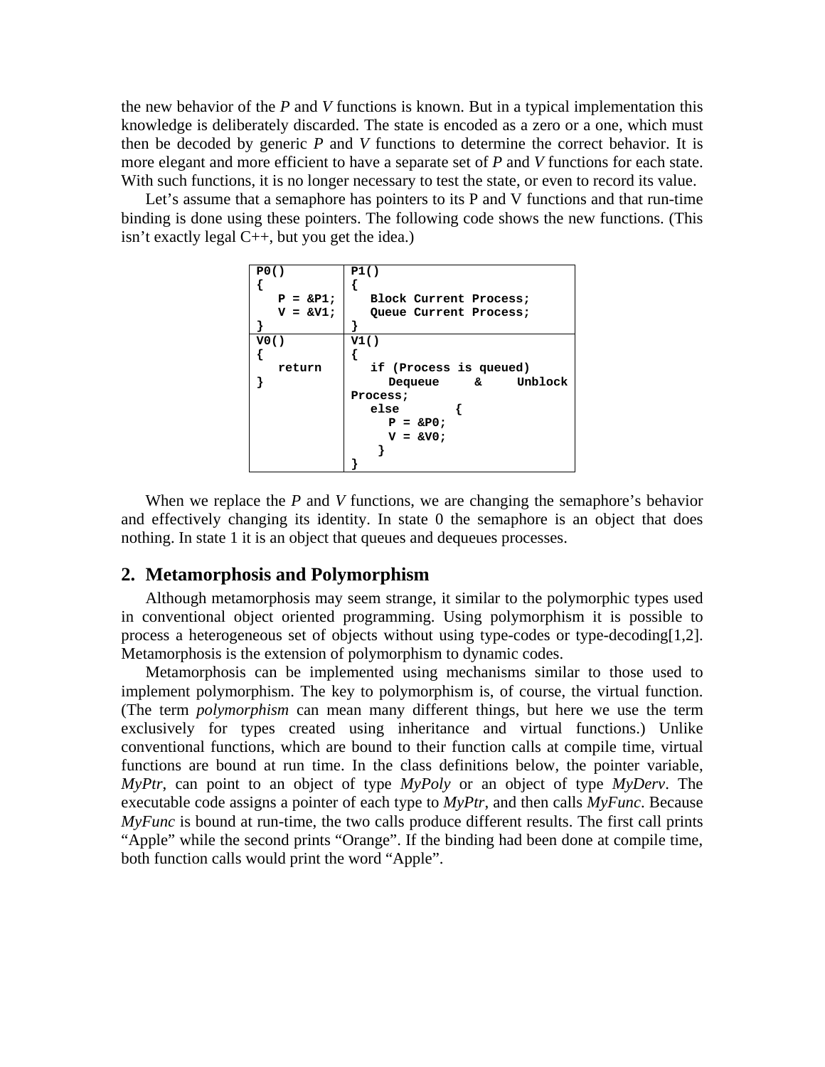the new behavior of the *P* and *V* functions is known. But in a typical implementation this knowledge is deliberately discarded. The state is encoded as a zero or a one, which must then be decoded by generic *P* and *V* functions to determine the correct behavior. It is more elegant and more efficient to have a separate set of *P* and *V* functions for each state. With such functions, it is no longer necessary to test the state, or even to record its value.

Let's assume that a semaphore has pointers to its P and V functions and that run-time binding is done using these pointers. The following code shows the new functions. (This isn't exactly legal C++, but you get the idea.)

| | |
|---|---|
| `P0()`<br>`{`<br>`   P = &P1;`<br>`   V = &V1;`<br>`}` | `P1()`<br>`{`<br>`   Block Current Process;`<br>`   Queue Current Process;`<br>`}` |
| `V0()`<br>`{`<br>`   return`<br>`}` | `V1()`<br>`{`<br>`   if (Process is queued)`<br>`      Dequeue & Unblock Process;`<br>`   else {`<br>`      P = &P0;`<br>`      V = &V0;`<br>`   }`<br>`}` |

When we replace the *P* and *V* functions, we are changing the semaphore's behavior and effectively changing its identity. In state 0 the semaphore is an object that does nothing. In state 1 it is an object that queues and dequeues processes.

## 2. Metamorphosis and Polymorphism

Although metamorphosis may seem strange, it similar to the polymorphic types used in conventional object oriented programming. Using polymorphism it is possible to process a heterogeneous set of objects without using type-codes or type-decoding[1,2]. Metamorphosis is the extension of polymorphism to dynamic codes.

Metamorphosis can be implemented using mechanisms similar to those used to implement polymorphism. The key to polymorphism is, of course, the virtual function. (The term *polymorphism* can mean many different things, but here we use the term exclusively for types created using inheritance and virtual functions.) Unlike conventional functions, which are bound to their function calls at compile time, virtual functions are bound at run time. In the class definitions below, the pointer variable, *MyPtr*, can point to an object of type *MyPoly* or an object of type *MyDerv*. The executable code assigns a pointer of each type to *MyPtr*, and then calls *MyFunc*. Because *MyFunc* is bound at run-time, the two calls produce different results. The first call prints "Apple" while the second prints "Orange". If the binding had been done at compile time, both function calls would print the word "Apple".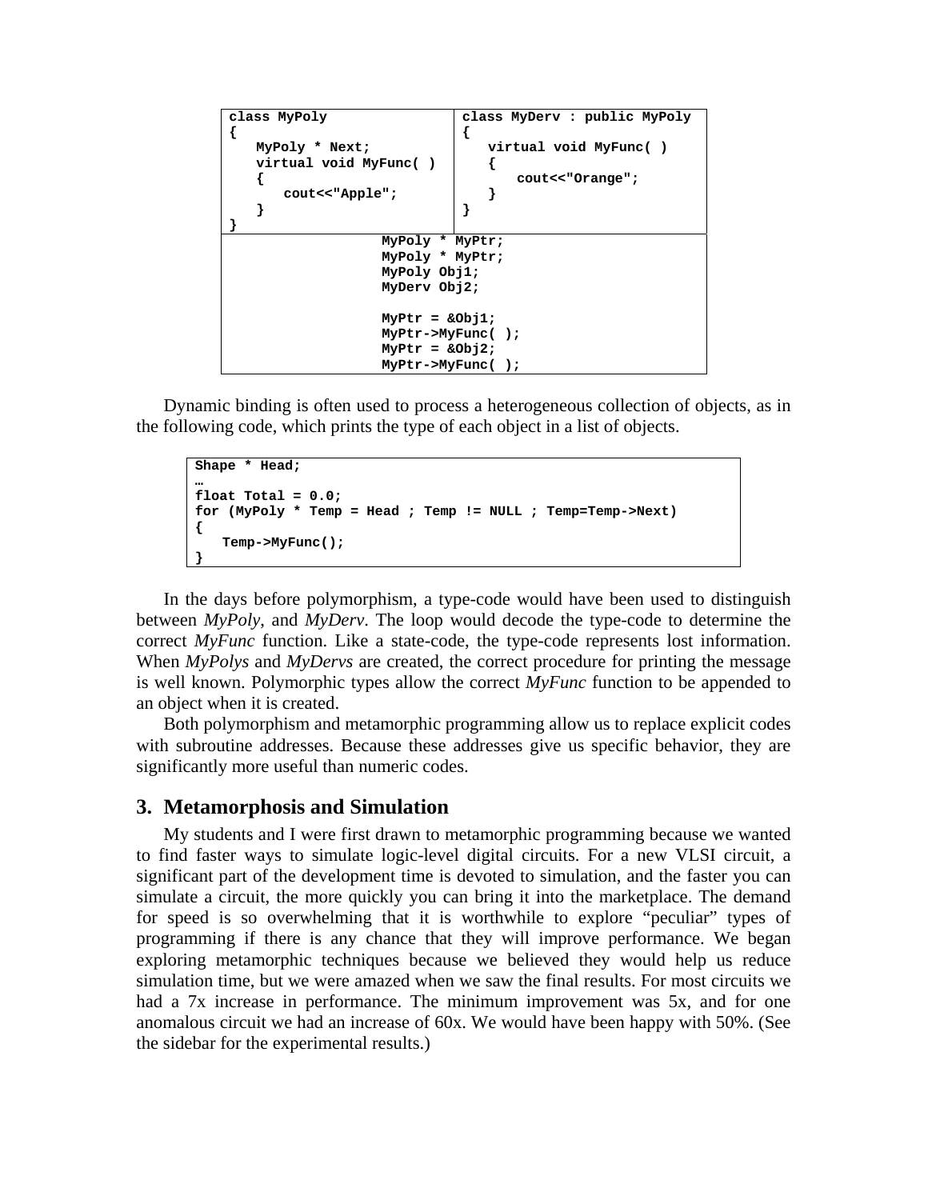```
class MyPoly
{
   MyPoly * Next;
   virtual void MyFunc( )
   {
      cout<<"Apple";
   }
}
```

```
class MyDerv : public MyPoly
{
   virtual void MyFunc( )
   {
      cout<<"Orange";
   }
}
```

```
MyPoly * MyPtr;
MyPoly * MyPtr;
MyPoly Obj1;
MyDerv Obj2;

MyPtr = &Obj1;
MyPtr->MyFunc( );
MyPtr = &Obj2;
MyPtr->MyFunc( );
```

Dynamic binding is often used to process a heterogeneous collection of objects, as in the following code, which prints the type of each object in a list of objects.

```
Shape * Head;
…
float Total = 0.0;
for (MyPoly * Temp = Head ; Temp != NULL ; Temp=Temp->Next)
{
   Temp->MyFunc();
}
```

In the days before polymorphism, a type-code would have been used to distinguish between *MyPoly*, and *MyDerv*. The loop would decode the type-code to determine the correct *MyFunc* function. Like a state-code, the type-code represents lost information. When *MyPolys* and *MyDervs* are created, the correct procedure for printing the message is well known. Polymorphic types allow the correct *MyFunc* function to be appended to an object when it is created.

Both polymorphism and metamorphic programming allow us to replace explicit codes with subroutine addresses. Because these addresses give us specific behavior, they are significantly more useful than numeric codes.

## 3. Metamorphosis and Simulation

My students and I were first drawn to metamorphic programming because we wanted to find faster ways to simulate logic-level digital circuits. For a new VLSI circuit, a significant part of the development time is devoted to simulation, and the faster you can simulate a circuit, the more quickly you can bring it into the marketplace. The demand for speed is so overwhelming that it is worthwhile to explore "peculiar" types of programming if there is any chance that they will improve performance. We began exploring metamorphic techniques because we believed they would help us reduce simulation time, but we were amazed when we saw the final results. For most circuits we had a 7x increase in performance. The minimum improvement was 5x, and for one anomalous circuit we had an increase of 60x. We would have been happy with 50%. (See the sidebar for the experimental results.)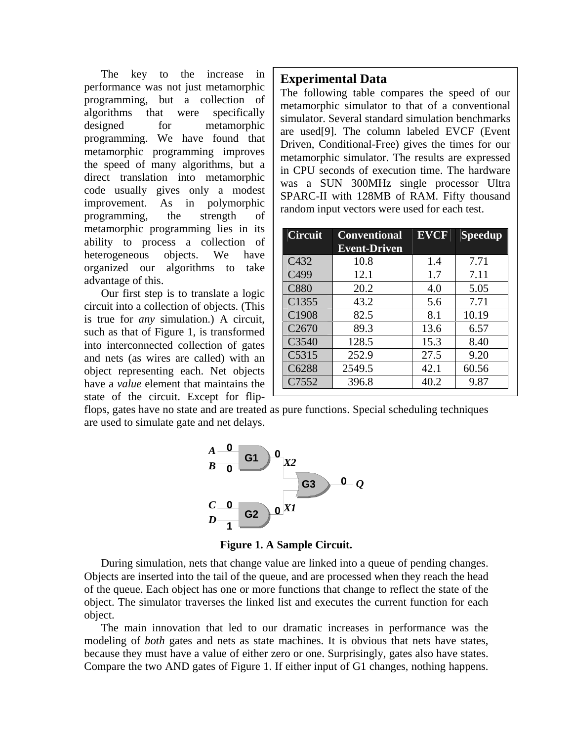The key to the increase in performance was not just metamorphic programming, but a collection of algorithms that were specifically designed for metamorphic programming. We have found that metamorphic programming improves the speed of many algorithms, but a direct translation into metamorphic code usually gives only a modest improvement. As in polymorphic programming, the strength of metamorphic programming lies in its ability to process a collection of heterogeneous objects. We have organized our algorithms to take advantage of this.

Our first step is to translate a logic circuit into a collection of objects. (This is true for *any* simulation.) A circuit, such as that of Figure 1, is transformed into interconnected collection of gates and nets (as wires are called) with an object representing each. Net objects have a *value* element that maintains the state of the circuit. Except for flip-flops, gates have no state and are treated as pure functions. Special scheduling techniques are used to simulate gate and net delays.

## Experimental Data

The following table compares the speed of our metamorphic simulator to that of a conventional simulator. Several standard simulation benchmarks are used[9]. The column labeled EVCF (Event Driven, Conditional-Free) gives the times for our metamorphic simulator. The results are expressed in CPU seconds of execution time. The hardware was a SUN 300MHz single processor Ultra SPARC-II with 128MB of RAM. Fifty thousand random input vectors were used for each test.

| Circuit | Conventional Event-Driven | EVCF | Speedup |
|---|---|---|---|
| C432 | 10.8 | 1.4 | 7.71 |
| C499 | 12.1 | 1.7 | 7.11 |
| C880 | 20.2 | 4.0 | 5.05 |
| C1355 | 43.2 | 5.6 | 7.71 |
| C1908 | 82.5 | 8.1 | 10.19 |
| C2670 | 89.3 | 13.6 | 6.57 |
| C3540 | 128.5 | 15.3 | 8.40 |
| C5315 | 252.9 | 27.5 | 9.20 |
| C6288 | 2549.5 | 42.1 | 60.56 |
| C7552 | 396.8 | 40.2 | 9.87 |

**Figure 1. A Sample Circuit.**

During simulation, nets that change value are linked into a queue of pending changes. Objects are inserted into the tail of the queue, and are processed when they reach the head of the queue. Each object has one or more functions that change to reflect the state of the object. The simulator traverses the linked list and executes the current function for each object.

The main innovation that led to our dramatic increases in performance was the modeling of *both* gates and nets as state machines. It is obvious that nets have states, because they must have a value of either zero or one. Surprisingly, gates also have states. Compare the two AND gates of Figure 1. If either input of G1 changes, nothing happens.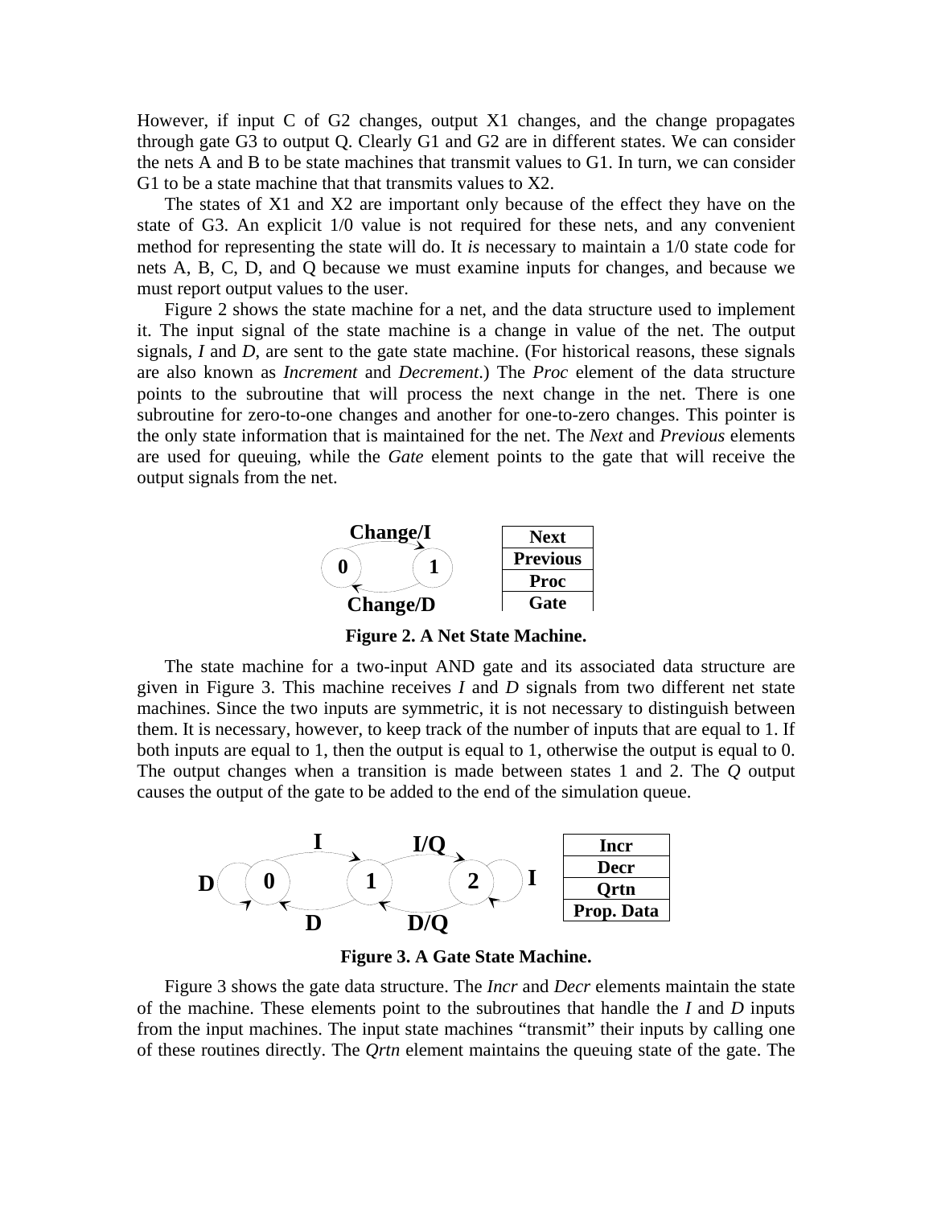However, if input C of G2 changes, output X1 changes, and the change propagates through gate G3 to output Q. Clearly G1 and G2 are in different states. We can consider the nets A and B to be state machines that transmit values to G1. In turn, we can consider G1 to be a state machine that that transmits values to X2.

The states of X1 and X2 are important only because of the effect they have on the state of G3. An explicit 1/0 value is not required for these nets, and any convenient method for representing the state will do. It *is* necessary to maintain a 1/0 state code for nets A, B, C, D, and Q because we must examine inputs for changes, and because we must report output values to the user.

Figure 2 shows the state machine for a net, and the data structure used to implement it. The input signal of the state machine is a change in value of the net. The output signals, *I* and *D*, are sent to the gate state machine. (For historical reasons, these signals are also known as *Increment* and *Decrement*.) The *Proc* element of the data structure points to the subroutine that will process the next change in the net. There is one subroutine for zero-to-one changes and another for one-to-zero changes. This pointer is the only state information that is maintained for the net. The *Next* and *Previous* elements are used for queuing, while the *Gate* element points to the gate that will receive the output signals from the net.

| Next |
| --- |
| Previous |
| Proc |
| Gate |

**Figure 2. A Net State Machine.**

The state machine for a two-input AND gate and its associated data structure are given in Figure 3. This machine receives *I* and *D* signals from two different net state machines. Since the two inputs are symmetric, it is not necessary to distinguish between them. It is necessary, however, to keep track of the number of inputs that are equal to 1. If both inputs are equal to 1, then the output is equal to 1, otherwise the output is equal to 0. The output changes when a transition is made between states 1 and 2. The *Q* output causes the output of the gate to be added to the end of the simulation queue.

| Incr |
| --- |
| Decr |
| Qrtn |
| Prop. Data |

**Figure 3. A Gate State Machine.**

Figure 3 shows the gate data structure. The *Incr* and *Decr* elements maintain the state of the machine. These elements point to the subroutines that handle the *I* and *D* inputs from the input machines. The input state machines "transmit" their inputs by calling one of these routines directly. The *Qrtn* element maintains the queuing state of the gate. The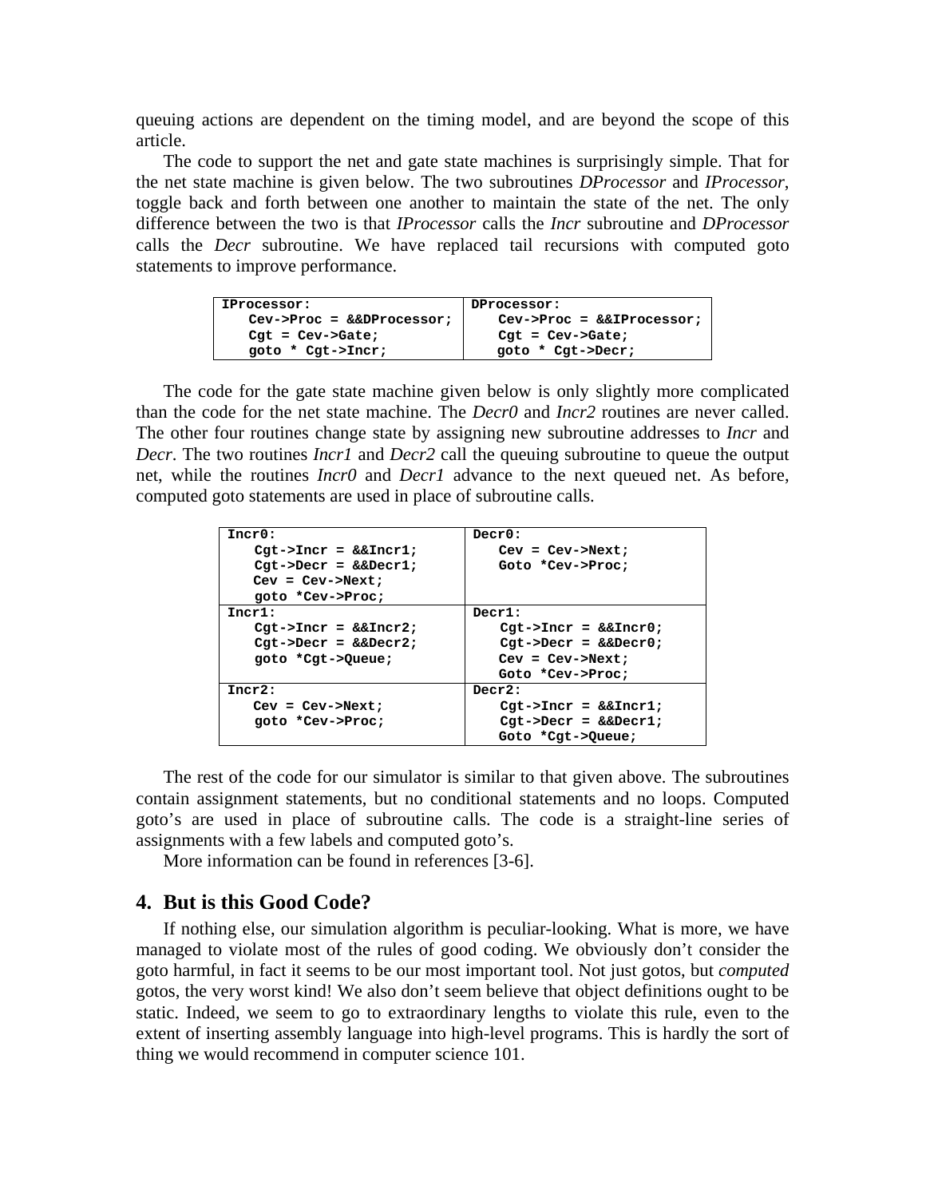queuing actions are dependent on the timing model, and are beyond the scope of this article.

The code to support the net and gate state machines is surprisingly simple. That for the net state machine is given below. The two subroutines *DProcessor* and *IProcessor*, toggle back and forth between one another to maintain the state of the net. The only difference between the two is that *IProcessor* calls the *Incr* subroutine and *DProcessor* calls the *Decr* subroutine. We have replaced tail recursions with computed goto statements to improve performance.

| IProcessor: | DProcessor: |
|---|---|
| `Cev->Proc = &&DProcessor;`<br>`Cgt = Cev->Gate;`<br>`goto * Cgt->Incr;` | `Cev->Proc = &&IProcessor;`<br>`Cgt = Cev->Gate;`<br>`goto * Cgt->Decr;` |

The code for the gate state machine given below is only slightly more complicated than the code for the net state machine. The *Decr0* and *Incr2* routines are never called. The other four routines change state by assigning new subroutine addresses to *Incr* and *Decr*. The two routines *Incr1* and *Decr2* call the queuing subroutine to queue the output net, while the routines *Incr0* and *Decr1* advance to the next queued net. As before, computed goto statements are used in place of subroutine calls.

| | |
|---|---|
| `Incr0:`<br>`Cgt->Incr = &&Incr1;`<br>`Cgt->Decr = &&Decr1;`<br>`Cev = Cev->Next;`<br>`goto *Cev->Proc;` | `Decr0:`<br>`Cev = Cev->Next;`<br>`Goto *Cev->Proc;` |
| `Incr1:`<br>`Cgt->Incr = &&Incr2;`<br>`Cgt->Decr = &&Decr2;`<br>`goto *Cgt->Queue;` | `Decr1:`<br>`Cgt->Incr = &&Incr0;`<br>`Cgt->Decr = &&Decr0;`<br>`Cev = Cev->Next;`<br>`Goto *Cev->Proc;` |
| `Incr2:`<br>`Cev = Cev->Next;`<br>`goto *Cev->Proc;` | `Decr2:`<br>`Cgt->Incr = &&Incr1;`<br>`Cgt->Decr = &&Decr1;`<br>`Goto *Cgt->Queue;` |

The rest of the code for our simulator is similar to that given above. The subroutines contain assignment statements, but no conditional statements and no loops. Computed goto's are used in place of subroutine calls. The code is a straight-line series of assignments with a few labels and computed goto's.

More information can be found in references [3-6].

## 4. But is this Good Code?

If nothing else, our simulation algorithm is peculiar-looking. What is more, we have managed to violate most of the rules of good coding. We obviously don't consider the goto harmful, in fact it seems to be our most important tool. Not just gotos, but *computed* gotos, the very worst kind! We also don't seem believe that object definitions ought to be static. Indeed, we seem to go to extraordinary lengths to violate this rule, even to the extent of inserting assembly language into high-level programs. This is hardly the sort of thing we would recommend in computer science 101.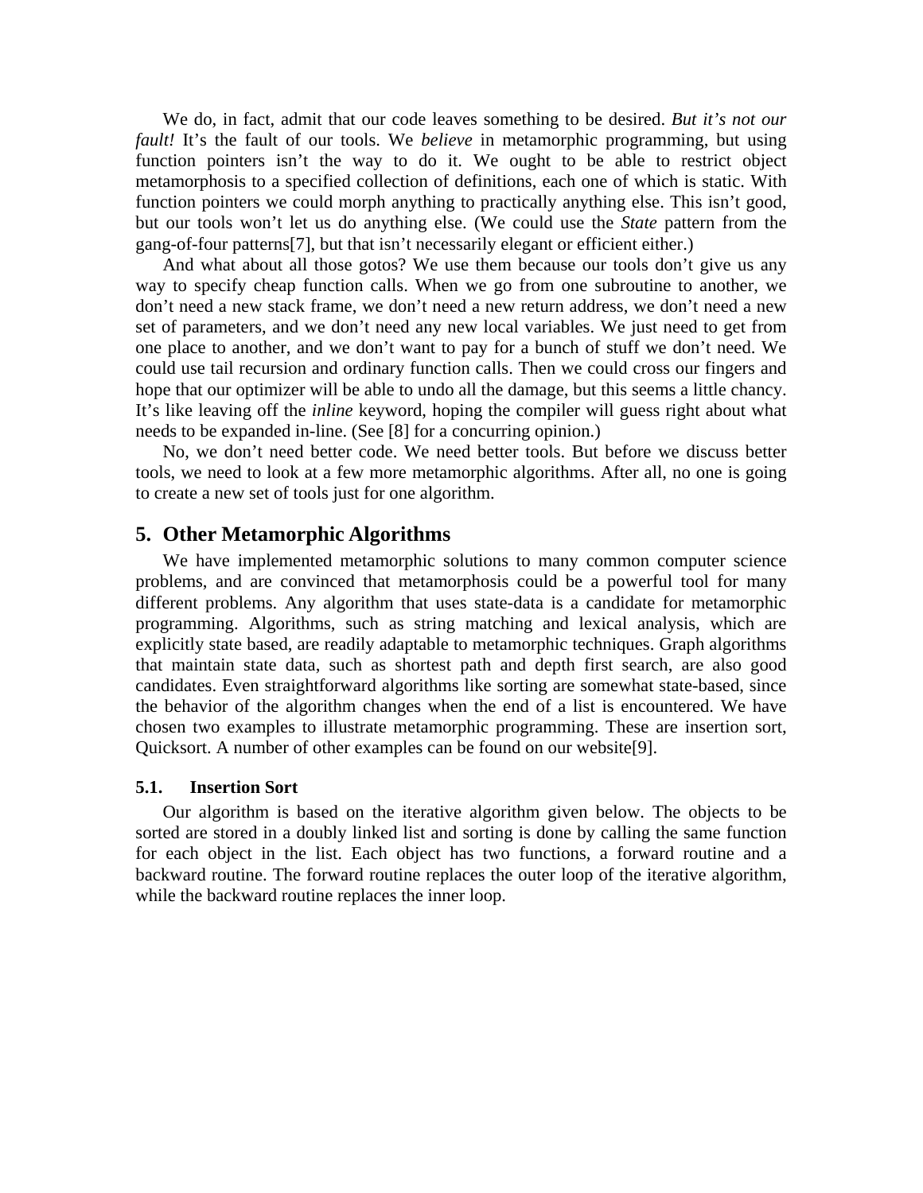We do, in fact, admit that our code leaves something to be desired. *But it's not our fault!* It's the fault of our tools. We *believe* in metamorphic programming, but using function pointers isn't the way to do it. We ought to be able to restrict object metamorphosis to a specified collection of definitions, each one of which is static. With function pointers we could morph anything to practically anything else. This isn't good, but our tools won't let us do anything else. (We could use the *State* pattern from the gang-of-four patterns[7], but that isn't necessarily elegant or efficient either.)

And what about all those gotos? We use them because our tools don't give us any way to specify cheap function calls. When we go from one subroutine to another, we don't need a new stack frame, we don't need a new return address, we don't need a new set of parameters, and we don't need any new local variables. We just need to get from one place to another, and we don't want to pay for a bunch of stuff we don't need. We could use tail recursion and ordinary function calls. Then we could cross our fingers and hope that our optimizer will be able to undo all the damage, but this seems a little chancy. It's like leaving off the *inline* keyword, hoping the compiler will guess right about what needs to be expanded in-line. (See [8] for a concurring opinion.)

No, we don't need better code. We need better tools. But before we discuss better tools, we need to look at a few more metamorphic algorithms. After all, no one is going to create a new set of tools just for one algorithm.

## 5. Other Metamorphic Algorithms

We have implemented metamorphic solutions to many common computer science problems, and are convinced that metamorphosis could be a powerful tool for many different problems. Any algorithm that uses state-data is a candidate for metamorphic programming. Algorithms, such as string matching and lexical analysis, which are explicitly state based, are readily adaptable to metamorphic techniques. Graph algorithms that maintain state data, such as shortest path and depth first search, are also good candidates. Even straightforward algorithms like sorting are somewhat state-based, since the behavior of the algorithm changes when the end of a list is encountered. We have chosen two examples to illustrate metamorphic programming. These are insertion sort, Quicksort. A number of other examples can be found on our website[9].

### 5.1. Insertion Sort

Our algorithm is based on the iterative algorithm given below. The objects to be sorted are stored in a doubly linked list and sorting is done by calling the same function for each object in the list. Each object has two functions, a forward routine and a backward routine. The forward routine replaces the outer loop of the iterative algorithm, while the backward routine replaces the inner loop.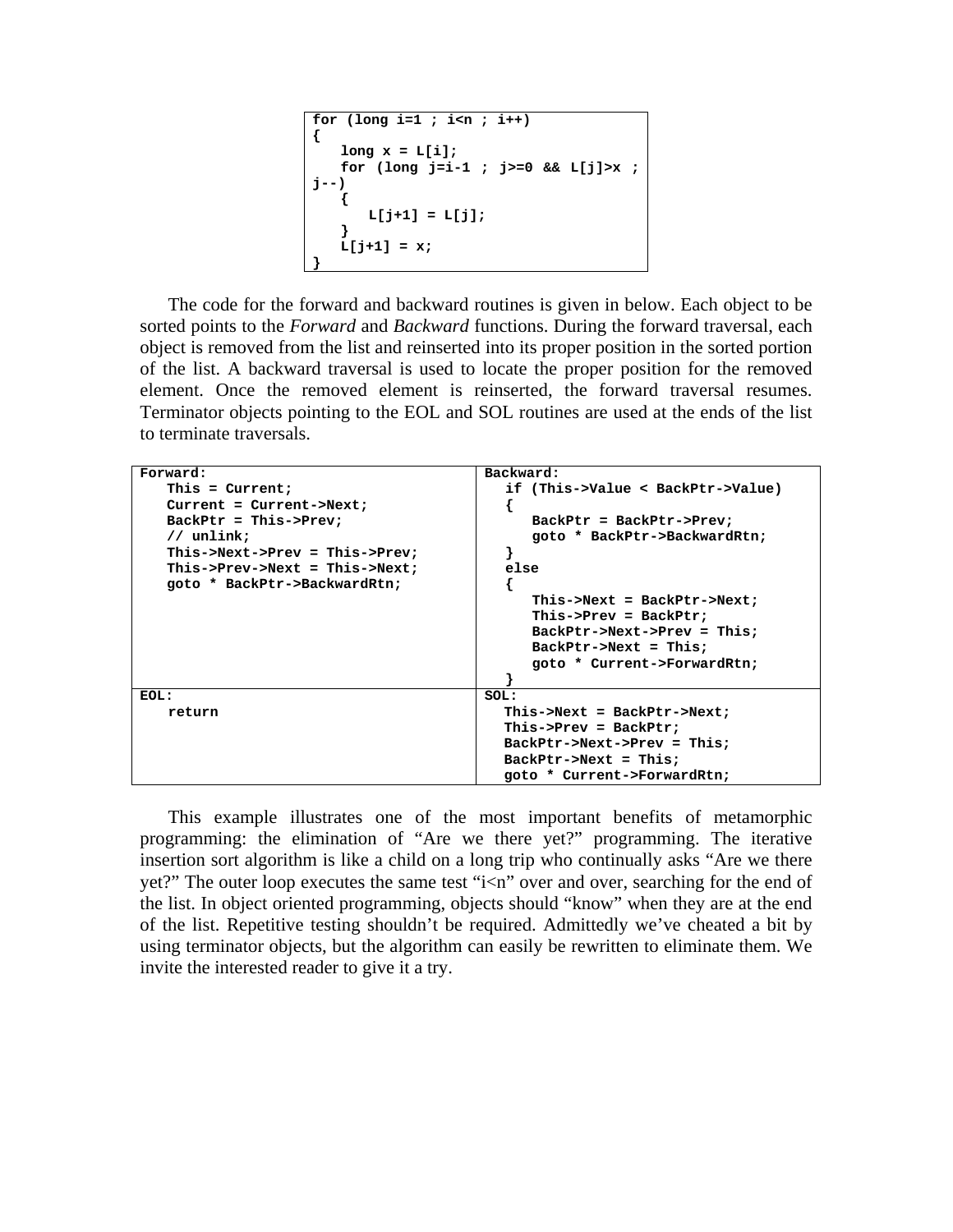```
for (long i=1 ; i<n ; i++)
{
    long x = L[i];
    for (long j=i-1 ; j>=0 && L[j]>x ;
j--)
    {
        L[j+1] = L[j];
    }
    L[j+1] = x;
}
```

The code for the forward and backward routines is given in below. Each object to be sorted points to the *Forward* and *Backward* functions. During the forward traversal, each object is removed from the list and reinserted into its proper position in the sorted portion of the list. A backward traversal is used to locate the proper position for the removed element. Once the removed element is reinserted, the forward traversal resumes. Terminator objects pointing to the EOL and SOL routines are used at the ends of the list to terminate traversals.

```
Forward:
   This = Current;
   Current = Current->Next;
   BackPtr = This->Prev;
   // unlink;
   This->Next->Prev = This->Prev;
   This->Prev->Next = This->Next;
   goto * BackPtr->BackwardRtn;
```

```
Backward:
   if (This->Value < BackPtr->Value)
   {
       BackPtr = BackPtr->Prev;
       goto * BackPtr->BackwardRtn;
   }
   else
   {
       This->Next = BackPtr->Next;
       This->Prev = BackPtr;
       BackPtr->Next->Prev = This;
       BackPtr->Next = This;
       goto * Current->ForwardRtn;
   }
```

```
EOL:
    return
```

```
SOL:
   This->Next = BackPtr->Next;
   This->Prev = BackPtr;
   BackPtr->Next->Prev = This;
   BackPtr->Next = This;
   goto * Current->ForwardRtn;
```

This example illustrates one of the most important benefits of metamorphic programming: the elimination of "Are we there yet?" programming. The iterative insertion sort algorithm is like a child on a long trip who continually asks "Are we there yet?" The outer loop executes the same test "i<n" over and over, searching for the end of the list. In object oriented programming, objects should "know" when they are at the end of the list. Repetitive testing shouldn't be required. Admittedly we've cheated a bit by using terminator objects, but the algorithm can easily be rewritten to eliminate them. We invite the interested reader to give it a try.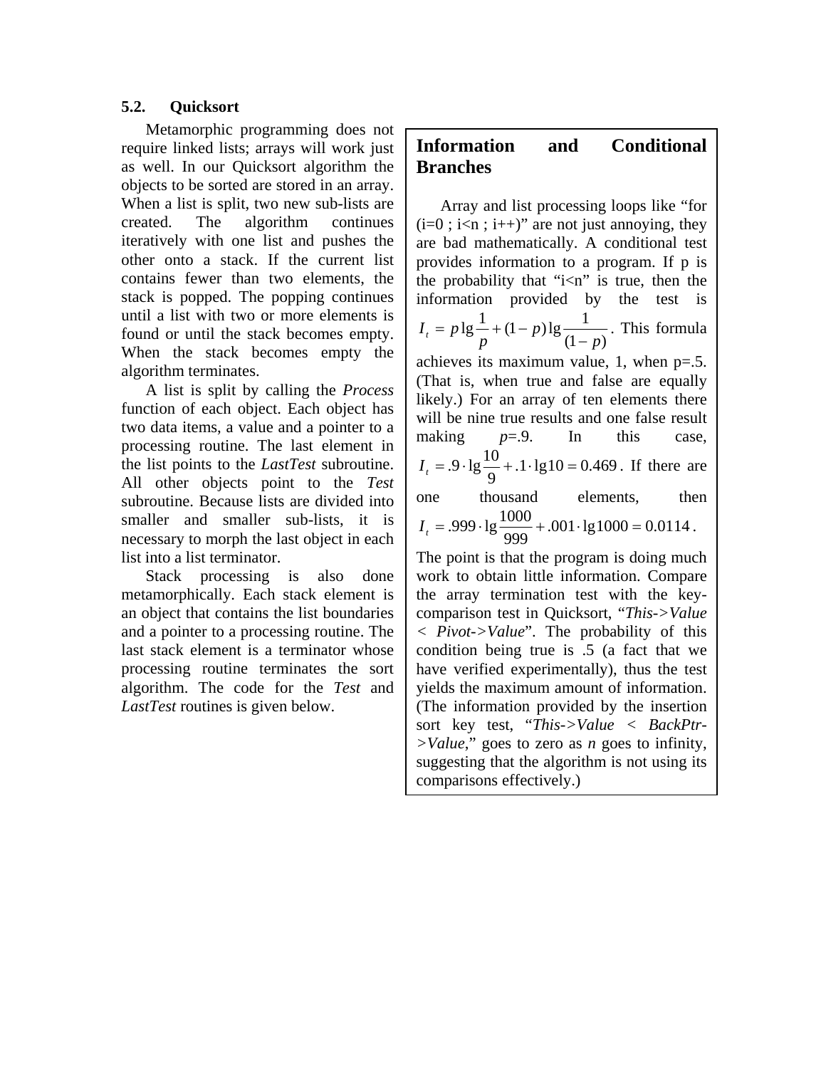## 5.2. Quicksort

Metamorphic programming does not require linked lists; arrays will work just as well. In our Quicksort algorithm the objects to be sorted are stored in an array. When a list is split, two new sub-lists are created. The algorithm continues iteratively with one list and pushes the other onto a stack. If the current list contains fewer than two elements, the stack is popped. The popping continues until a list with two or more elements is found or until the stack becomes empty. When the stack becomes empty the algorithm terminates.

A list is split by calling the *Process* function of each object. Each object has two data items, a value and a pointer to a processing routine. The last element in the list points to the *LastTest* subroutine. All other objects point to the *Test* subroutine. Because lists are divided into smaller and smaller sub-lists, it is necessary to morph the last object in each list into a list terminator.

Stack processing is also done metamorphically. Each stack element is an object that contains the list boundaries and a pointer to a processing routine. The last stack element is a terminator whose processing routine terminates the sort algorithm. The code for the *Test* and *LastTest* routines is given below.

> **Information and Conditional Branches**
>
> Array and list processing loops like "for (i=0 ; i<n ; i++)" are not just annoying, they are bad mathematically. A conditional test provides information to a program. If p is the probability that "i<n" is true, then the information provided by the test is $I_t = p\lg\frac{1}{p} + (1-p)\lg\frac{1}{(1-p)}$. This formula achieves its maximum value, 1, when p=.5. (That is, when true and false are equally likely.) For an array of ten elements there will be nine true results and one false result making $p$=.9. In this case, $I_t = .9 \cdot \lg\frac{10}{9} + .1 \cdot \lg 10 = 0.469$. If there are one thousand elements, then $I_t = .999 \cdot \lg\frac{1000}{999} + .001 \cdot \lg 1000 = 0.0114$.
>
> The point is that the program is doing much work to obtain little information. Compare the array termination test with the key-comparison test in Quicksort, "*This->Value < Pivot->Value*". The probability of this condition being true is .5 (a fact that we have verified experimentally), thus the test yields the maximum amount of information. (The information provided by the insertion sort key test, "*This->Value < BackPtr->Value*," goes to zero as $n$ goes to infinity, suggesting that the algorithm is not using its comparisons effectively.)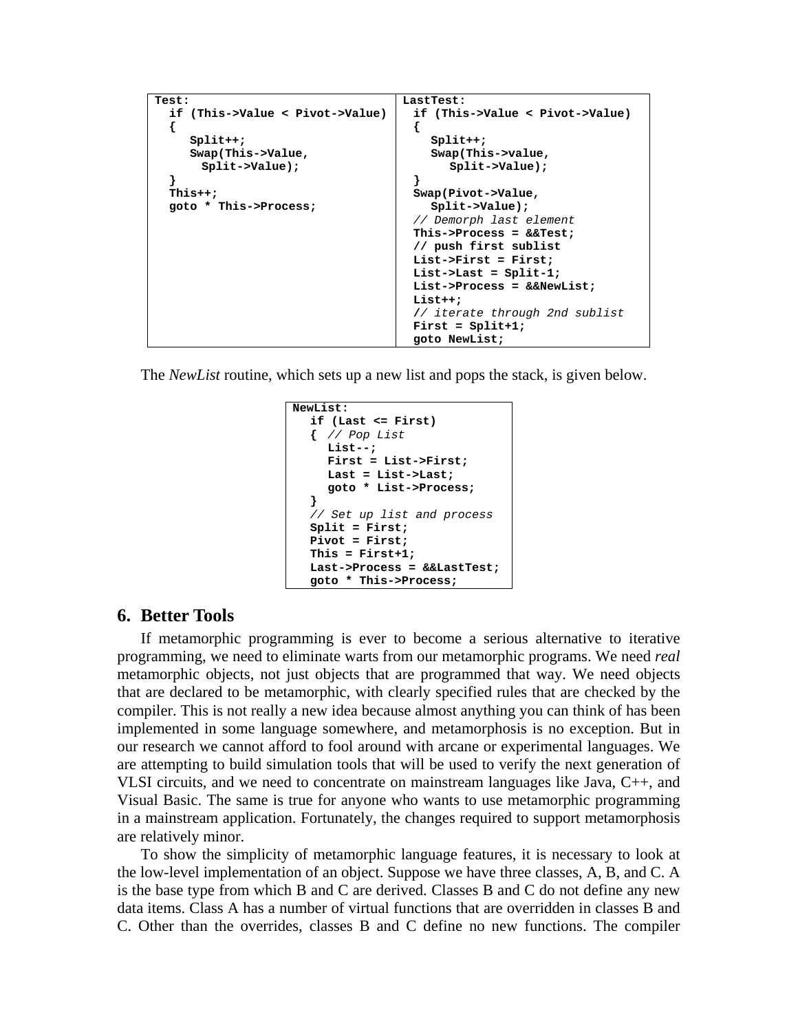| Test: | LastTest: |
|---|---|
| <pre>Test:<br>  if (This->Value < Pivot->Value)<br>  {<br>     Split++;<br>     Swap(This->Value,<br>       Split->Value);<br>  }<br>  This++;<br>  goto * This->Process;</pre> | <pre>LastTest:<br>  if (This->Value < Pivot->Value)<br>  {<br>     Split++;<br>     Swap(This->value,<br>        Split->Value);<br>  }<br>  Swap(Pivot->Value,<br>     Split->Value);<br>  // Demorph last element<br>  This->Process = &&Test;<br>  // push first sublist<br>  List->First = First;<br>  List->Last = Split-1;<br>  List->Process = &&NewList;<br>  List++;<br>  // iterate through 2nd sublist<br>  First = Split+1;<br>  goto NewList;</pre> |

The *NewList* routine, which sets up a new list and pops the stack, is given below.

```
NewList:
   if (Last <= First)
   { // Pop List
      List--;
      First = List->First;
      Last = List->Last;
      goto * List->Process;
   }
   // Set up list and process
   Split = First;
   Pivot = First;
   This = First+1;
   Last->Process = &&LastTest;
   goto * This->Process;
```

## 6. Better Tools

If metamorphic programming is ever to become a serious alternative to iterative programming, we need to eliminate warts from our metamorphic programs. We need *real* metamorphic objects, not just objects that are programmed that way. We need objects that are declared to be metamorphic, with clearly specified rules that are checked by the compiler. This is not really a new idea because almost anything you can think of has been implemented in some language somewhere, and metamorphosis is no exception. But in our research we cannot afford to fool around with arcane or experimental languages. We are attempting to build simulation tools that will be used to verify the next generation of VLSI circuits, and we need to concentrate on mainstream languages like Java, C++, and Visual Basic. The same is true for anyone who wants to use metamorphic programming in a mainstream application. Fortunately, the changes required to support metamorphosis are relatively minor.

To show the simplicity of metamorphic language features, it is necessary to look at the low-level implementation of an object. Suppose we have three classes, A, B, and C. A is the base type from which B and C are derived. Classes B and C do not define any new data items. Class A has a number of virtual functions that are overridden in classes B and C. Other than the overrides, classes B and C define no new functions. The compiler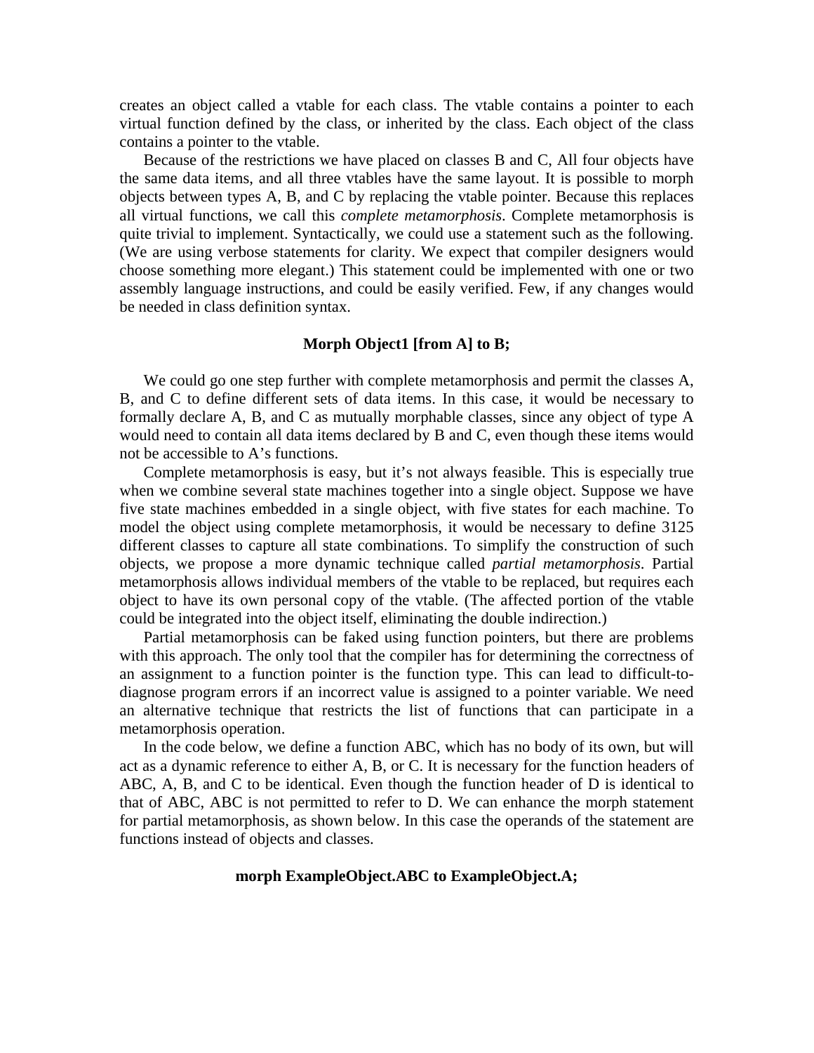creates an object called a vtable for each class. The vtable contains a pointer to each virtual function defined by the class, or inherited by the class. Each object of the class contains a pointer to the vtable.

Because of the restrictions we have placed on classes B and C, All four objects have the same data items, and all three vtables have the same layout. It is possible to morph objects between types A, B, and C by replacing the vtable pointer. Because this replaces all virtual functions, we call this *complete metamorphosis*. Complete metamorphosis is quite trivial to implement. Syntactically, we could use a statement such as the following. (We are using verbose statements for clarity. We expect that compiler designers would choose something more elegant.) This statement could be implemented with one or two assembly language instructions, and could be easily verified. Few, if any changes would be needed in class definition syntax.

**Morph Object1 [from A] to B;**

We could go one step further with complete metamorphosis and permit the classes A, B, and C to define different sets of data items. In this case, it would be necessary to formally declare A, B, and C as mutually morphable classes, since any object of type A would need to contain all data items declared by B and C, even though these items would not be accessible to A's functions.

Complete metamorphosis is easy, but it's not always feasible. This is especially true when we combine several state machines together into a single object. Suppose we have five state machines embedded in a single object, with five states for each machine. To model the object using complete metamorphosis, it would be necessary to define 3125 different classes to capture all state combinations. To simplify the construction of such objects, we propose a more dynamic technique called *partial metamorphosis*. Partial metamorphosis allows individual members of the vtable to be replaced, but requires each object to have its own personal copy of the vtable. (The affected portion of the vtable could be integrated into the object itself, eliminating the double indirection.)

Partial metamorphosis can be faked using function pointers, but there are problems with this approach. The only tool that the compiler has for determining the correctness of an assignment to a function pointer is the function type. This can lead to difficult-to-diagnose program errors if an incorrect value is assigned to a pointer variable. We need an alternative technique that restricts the list of functions that can participate in a metamorphosis operation.

In the code below, we define a function ABC, which has no body of its own, but will act as a dynamic reference to either A, B, or C. It is necessary for the function headers of ABC, A, B, and C to be identical. Even though the function header of D is identical to that of ABC, ABC is not permitted to refer to D. We can enhance the morph statement for partial metamorphosis, as shown below. In this case the operands of the statement are functions instead of objects and classes.

**morph ExampleObject.ABC to ExampleObject.A;**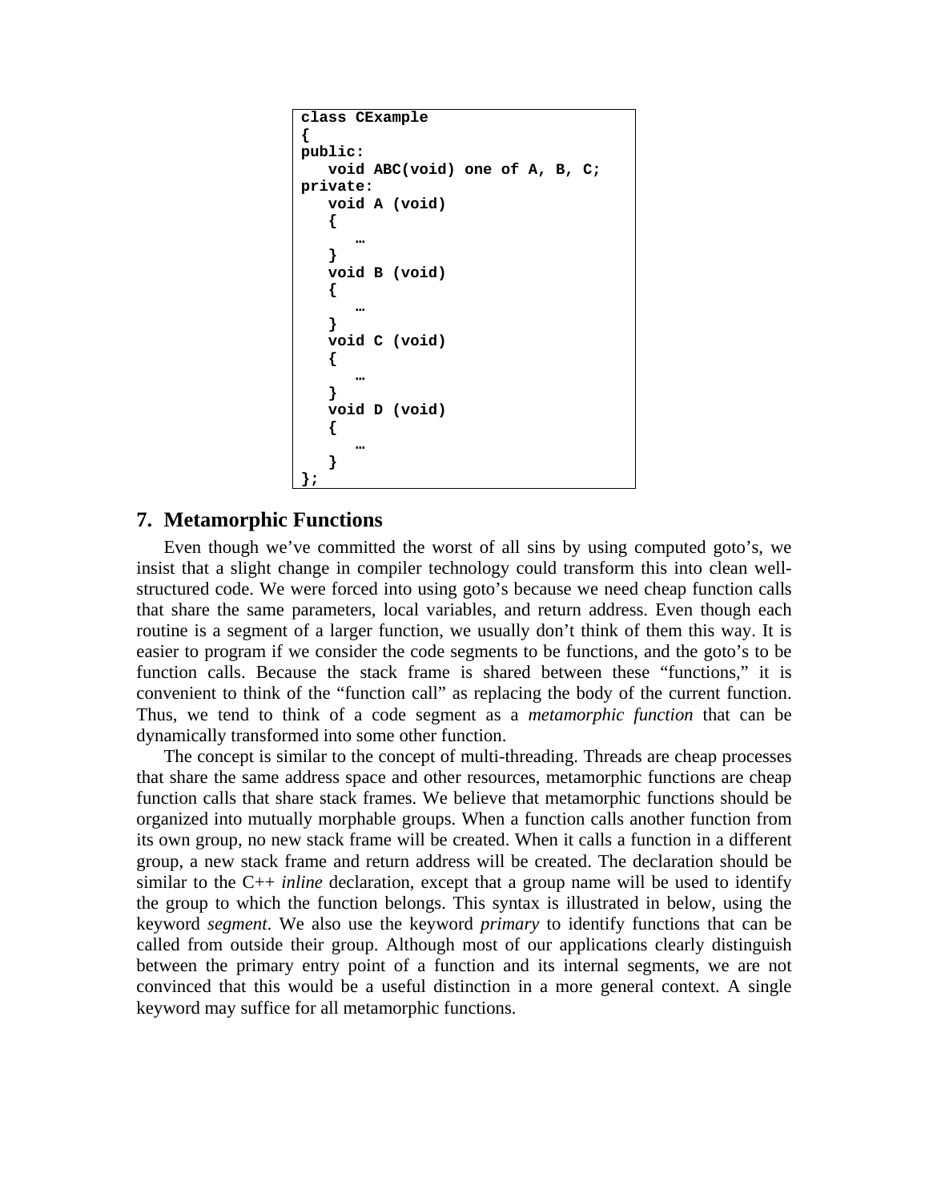```
class CExample
{
public:
   void ABC(void) one of A, B, C;
private:
   void A (void)
   {
      …
   }
   void B (void)
   {
      …
   }
   void C (void)
   {
      …
   }
   void D (void)
   {
      …
   }
};
```

## 7. Metamorphic Functions

Even though we've committed the worst of all sins by using computed goto's, we insist that a slight change in compiler technology could transform this into clean well-structured code. We were forced into using goto's because we need cheap function calls that share the same parameters, local variables, and return address. Even though each routine is a segment of a larger function, we usually don't think of them this way. It is easier to program if we consider the code segments to be functions, and the goto's to be function calls. Because the stack frame is shared between these "functions," it is convenient to think of the "function call" as replacing the body of the current function. Thus, we tend to think of a code segment as a *metamorphic function* that can be dynamically transformed into some other function.

The concept is similar to the concept of multi-threading. Threads are cheap processes that share the same address space and other resources, metamorphic functions are cheap function calls that share stack frames. We believe that metamorphic functions should be organized into mutually morphable groups. When a function calls another function from its own group, no new stack frame will be created. When it calls a function in a different group, a new stack frame and return address will be created. The declaration should be similar to the C++ *inline* declaration, except that a group name will be used to identify the group to which the function belongs. This syntax is illustrated in below, using the keyword *segment*. We also use the keyword *primary* to identify functions that can be called from outside their group. Although most of our applications clearly distinguish between the primary entry point of a function and its internal segments, we are not convinced that this would be a useful distinction in a more general context. A single keyword may suffice for all metamorphic functions.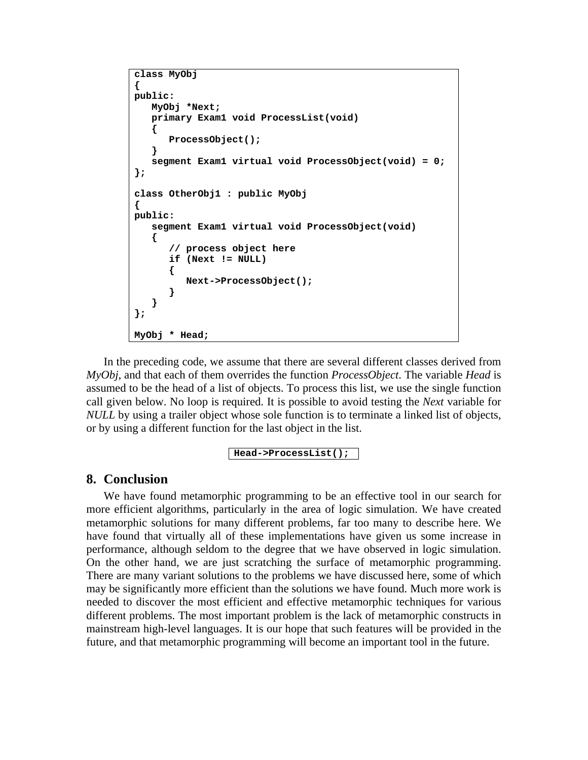```
class MyObj
{
public:
   MyObj *Next;
   primary Exam1 void ProcessList(void)
   {
      ProcessObject();
   }
   segment Exam1 virtual void ProcessObject(void) = 0;
};

class OtherObj1 : public MyObj
{
public:
   segment Exam1 virtual void ProcessObject(void)
   {
      // process object here
      if (Next != NULL)
      {
         Next->ProcessObject();
      }
   }
};

MyObj * Head;
```

In the preceding code, we assume that there are several different classes derived from *MyObj*, and that each of them overrides the function *ProcessObject*. The variable *Head* is assumed to be the head of a list of objects. To process this list, we use the single function call given below. No loop is required. It is possible to avoid testing the *Next* variable for *NULL* by using a trailer object whose sole function is to terminate a linked list of objects, or by using a different function for the last object in the list.

```
Head->ProcessList();
```

## 8. Conclusion

We have found metamorphic programming to be an effective tool in our search for more efficient algorithms, particularly in the area of logic simulation. We have created metamorphic solutions for many different problems, far too many to describe here. We have found that virtually all of these implementations have given us some increase in performance, although seldom to the degree that we have observed in logic simulation. On the other hand, we are just scratching the surface of metamorphic programming. There are many variant solutions to the problems we have discussed here, some of which may be significantly more efficient than the solutions we have found. Much more work is needed to discover the most efficient and effective metamorphic techniques for various different problems. The most important problem is the lack of metamorphic constructs in mainstream high-level languages. It is our hope that such features will be provided in the future, and that metamorphic programming will become an important tool in the future.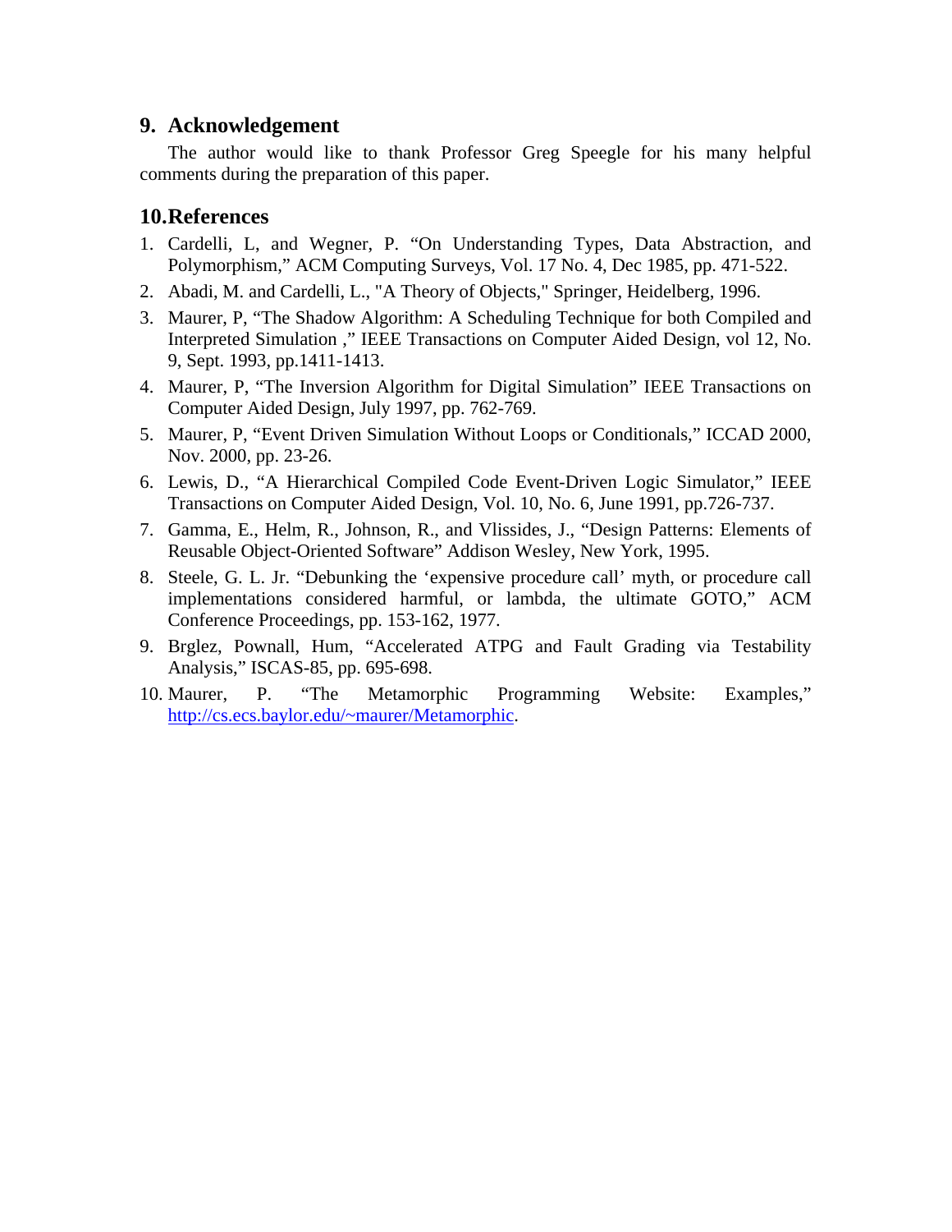## 9. Acknowledgement

The author would like to thank Professor Greg Speegle for his many helpful comments during the preparation of this paper.

## 10. References

1. Cardelli, L, and Wegner, P. "On Understanding Types, Data Abstraction, and Polymorphism," ACM Computing Surveys, Vol. 17 No. 4, Dec 1985, pp. 471-522.
2. Abadi, M. and Cardelli, L., "A Theory of Objects," Springer, Heidelberg, 1996.
3. Maurer, P, "The Shadow Algorithm: A Scheduling Technique for both Compiled and Interpreted Simulation ," IEEE Transactions on Computer Aided Design, vol 12, No. 9, Sept. 1993, pp.1411-1413.
4. Maurer, P, "The Inversion Algorithm for Digital Simulation" IEEE Transactions on Computer Aided Design, July 1997, pp. 762-769.
5. Maurer, P, "Event Driven Simulation Without Loops or Conditionals," ICCAD 2000, Nov. 2000, pp. 23-26.
6. Lewis, D., "A Hierarchical Compiled Code Event-Driven Logic Simulator," IEEE Transactions on Computer Aided Design, Vol. 10, No. 6, June 1991, pp.726-737.
7. Gamma, E., Helm, R., Johnson, R., and Vlissides, J., "Design Patterns: Elements of Reusable Object-Oriented Software" Addison Wesley, New York, 1995.
8. Steele, G. L. Jr. "Debunking the 'expensive procedure call' myth, or procedure call implementations considered harmful, or lambda, the ultimate GOTO," ACM Conference Proceedings, pp. 153-162, 1977.
9. Brglez, Pownall, Hum, "Accelerated ATPG and Fault Grading via Testability Analysis," ISCAS-85, pp. 695-698.
10. Maurer, P. "The Metamorphic Programming Website: Examples," http://cs.ecs.baylor.edu/~maurer/Metamorphic.